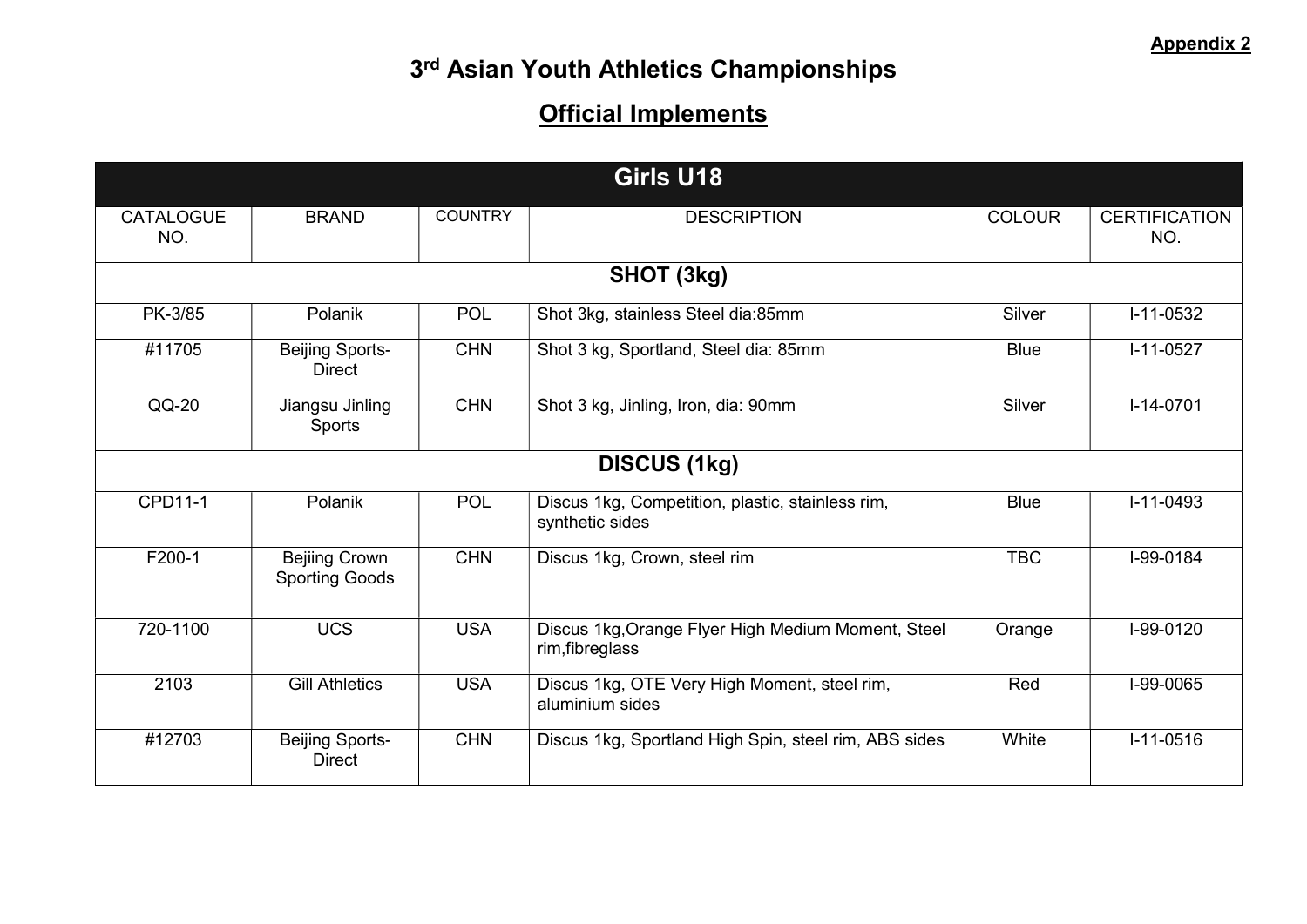**Appendix 2**

# 3rd Asian Youth Athletics Championships

## Official Implements

| Girls U18 | | | | | |
|---|---|---|---|---|---|
| CATALOGUE NO. | BRAND | COUNTRY | DESCRIPTION | COLOUR | CERTIFICATION NO. |
| **SHOT (3kg)** | | | | | |
| PK-3/85 | Polanik | POL | Shot 3kg, stainless Steel dia:85mm | Silver | I-11-0532 |
| #11705 | Beijing Sports-Direct | CHN | Shot 3 kg, Sportland, Steel dia: 85mm | Blue | I-11-0527 |
| QQ-20 | Jiangsu Jinling Sports | CHN | Shot 3 kg, Jinling, Iron, dia: 90mm | Silver | I-14-0701 |
| **DISCUS (1kg)** | | | | | |
| CPD11-1 | Polanik | POL | Discus 1kg, Competition, plastic, stainless rim, synthetic sides | Blue | I-11-0493 |
| F200-1 | Bejiing Crown Sporting Goods | CHN | Discus 1kg, Crown, steel rim | TBC | I-99-0184 |
| 720-1100 | UCS | USA | Discus 1kg,Orange Flyer High Medium Moment, Steel rim,fibreglass | Orange | I-99-0120 |
| 2103 | Gill Athletics | USA | Discus 1kg, OTE Very High Moment, steel rim, aluminium sides | Red | I-99-0065 |
| #12703 | Beijing Sports-Direct | CHN | Discus 1kg, Sportland High Spin, steel rim, ABS sides | White | I-11-0516 |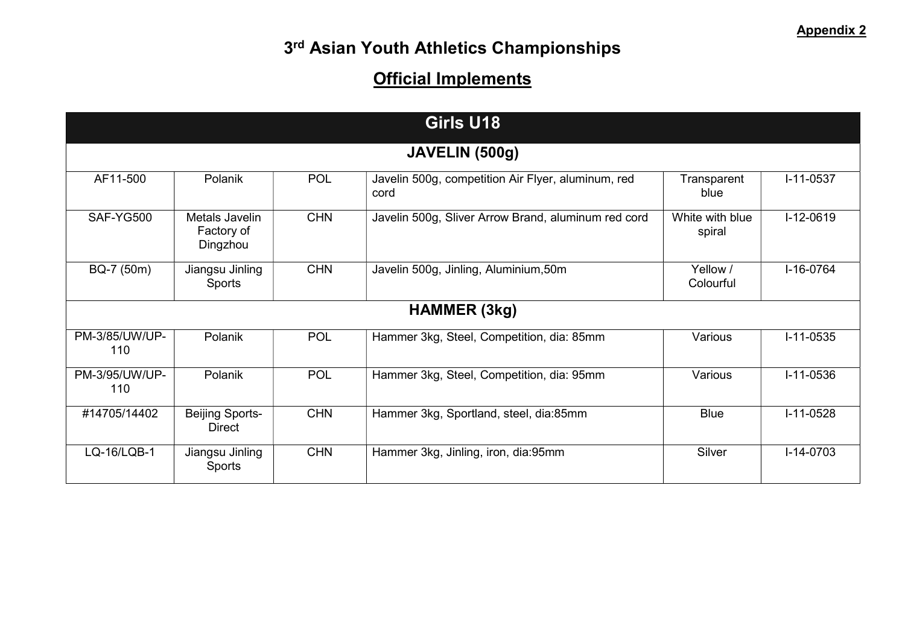**Appendix 2**

# 3rd Asian Youth Athletics Championships

## Official Implements

| Girls U18 | | | | | |
|---|---|---|---|---|---|
| **JAVELIN (500g)** | | | | | |
| AF11-500 | Polanik | POL | Javelin 500g, competition Air Flyer, aluminum, red cord | Transparent blue | I-11-0537 |
| SAF-YG500 | Metals Javelin Factory of Dingzhou | CHN | Javelin 500g, Sliver Arrow Brand, aluminum red cord | White with blue spiral | I-12-0619 |
| BQ-7 (50m) | Jiangsu Jinling Sports | CHN | Javelin 500g, Jinling, Aluminium,50m | Yellow / Colourful | I-16-0764 |
| **HAMMER (3kg)** | | | | | |
| PM-3/85/UW/UP-110 | Polanik | POL | Hammer 3kg, Steel, Competition, dia: 85mm | Various | I-11-0535 |
| PM-3/95/UW/UP-110 | Polanik | POL | Hammer 3kg, Steel, Competition, dia: 95mm | Various | I-11-0536 |
| #14705/14402 | Beijing Sports-Direct | CHN | Hammer 3kg, Sportland, steel, dia:85mm | Blue | I-11-0528 |
| LQ-16/LQB-1 | Jiangsu Jinling Sports | CHN | Hammer 3kg, Jinling, iron, dia:95mm | Silver | I-14-0703 |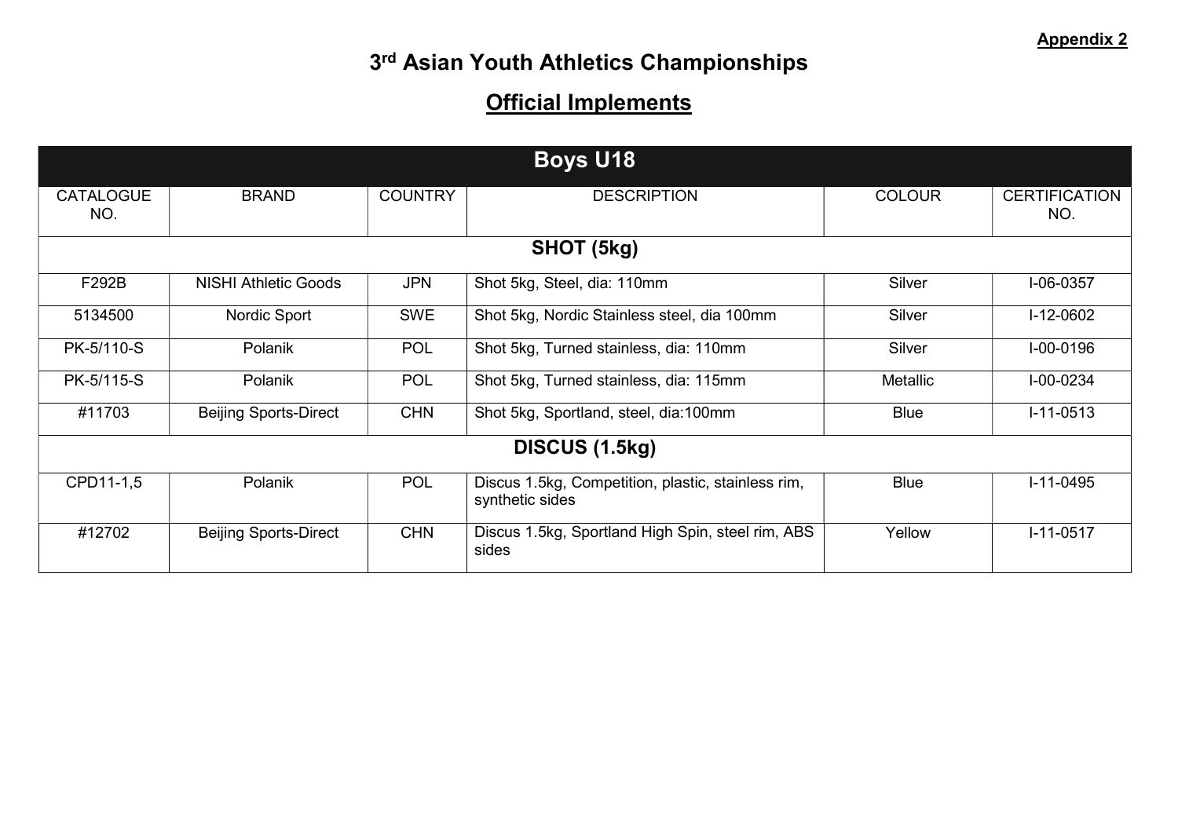**Appendix 2**

# 3rd Asian Youth Athletics Championships

## Official Implements

| Boys U18 | | | | | |
|---|---|---|---|---|---|
| CATALOGUE NO. | BRAND | COUNTRY | DESCRIPTION | COLOUR | CERTIFICATION NO. |
| **SHOT (5kg)** | | | | | |
| F292B | NISHI Athletic Goods | JPN | Shot 5kg, Steel, dia: 110mm | Silver | I-06-0357 |
| 5134500 | Nordic Sport | SWE | Shot 5kg, Nordic Stainless steel, dia 100mm | Silver | I-12-0602 |
| PK-5/110-S | Polanik | POL | Shot 5kg, Turned stainless, dia: 110mm | Silver | I-00-0196 |
| PK-5/115-S | Polanik | POL | Shot 5kg, Turned stainless, dia: 115mm | Metallic | I-00-0234 |
| #11703 | Beijing Sports-Direct | CHN | Shot 5kg, Sportland, steel, dia:100mm | Blue | I-11-0513 |
| **DISCUS (1.5kg)** | | | | | |
| CPD11-1,5 | Polanik | POL | Discus 1.5kg, Competition, plastic, stainless rim, synthetic sides | Blue | I-11-0495 |
| #12702 | Beijing Sports-Direct | CHN | Discus 1.5kg, Sportland High Spin, steel rim, ABS sides | Yellow | I-11-0517 |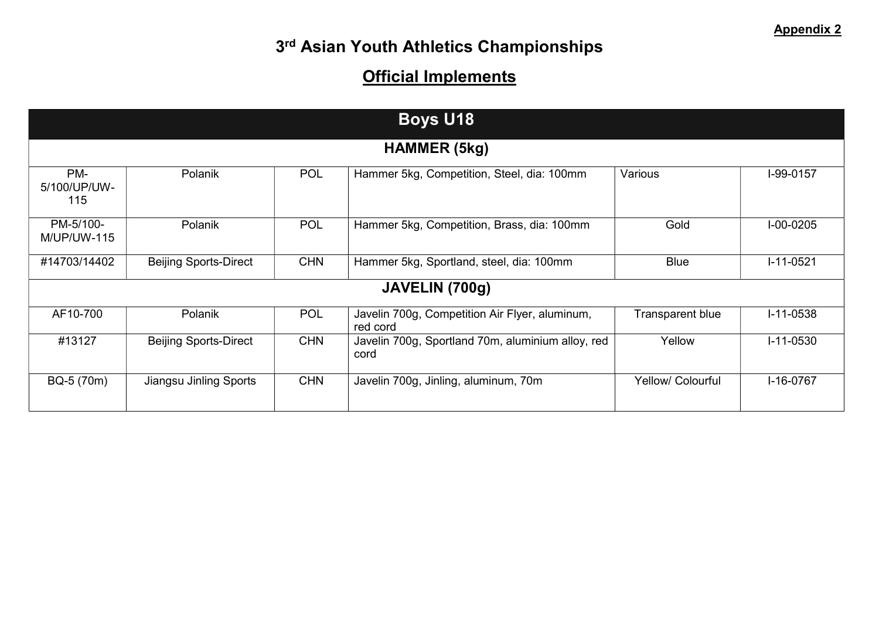**Appendix 2**

# 3rd Asian Youth Athletics Championships

## Official Implements

| Boys U18 | | | | | |
|---|---|---|---|---|---|
| **HAMMER (5kg)** | | | | | |
| PM-5/100/UP/UW-115 | Polanik | POL | Hammer 5kg, Competition, Steel, dia: 100mm | Various | I-99-0157 |
| PM-5/100-M/UP/UW-115 | Polanik | POL | Hammer 5kg, Competition, Brass, dia: 100mm | Gold | I-00-0205 |
| #14703/14402 | Beijing Sports-Direct | CHN | Hammer 5kg, Sportland, steel, dia: 100mm | Blue | I-11-0521 |
| **JAVELIN (700g)** | | | | | |
| AF10-700 | Polanik | POL | Javelin 700g, Competition Air Flyer, aluminum, red cord | Transparent blue | I-11-0538 |
| #13127 | Beijing Sports-Direct | CHN | Javelin 700g, Sportland 70m, aluminium alloy, red cord | Yellow | I-11-0530 |
| BQ-5 (70m) | Jiangsu Jinling Sports | CHN | Javelin 700g, Jinling, aluminum, 70m | Yellow/ Colourful | I-16-0767 |